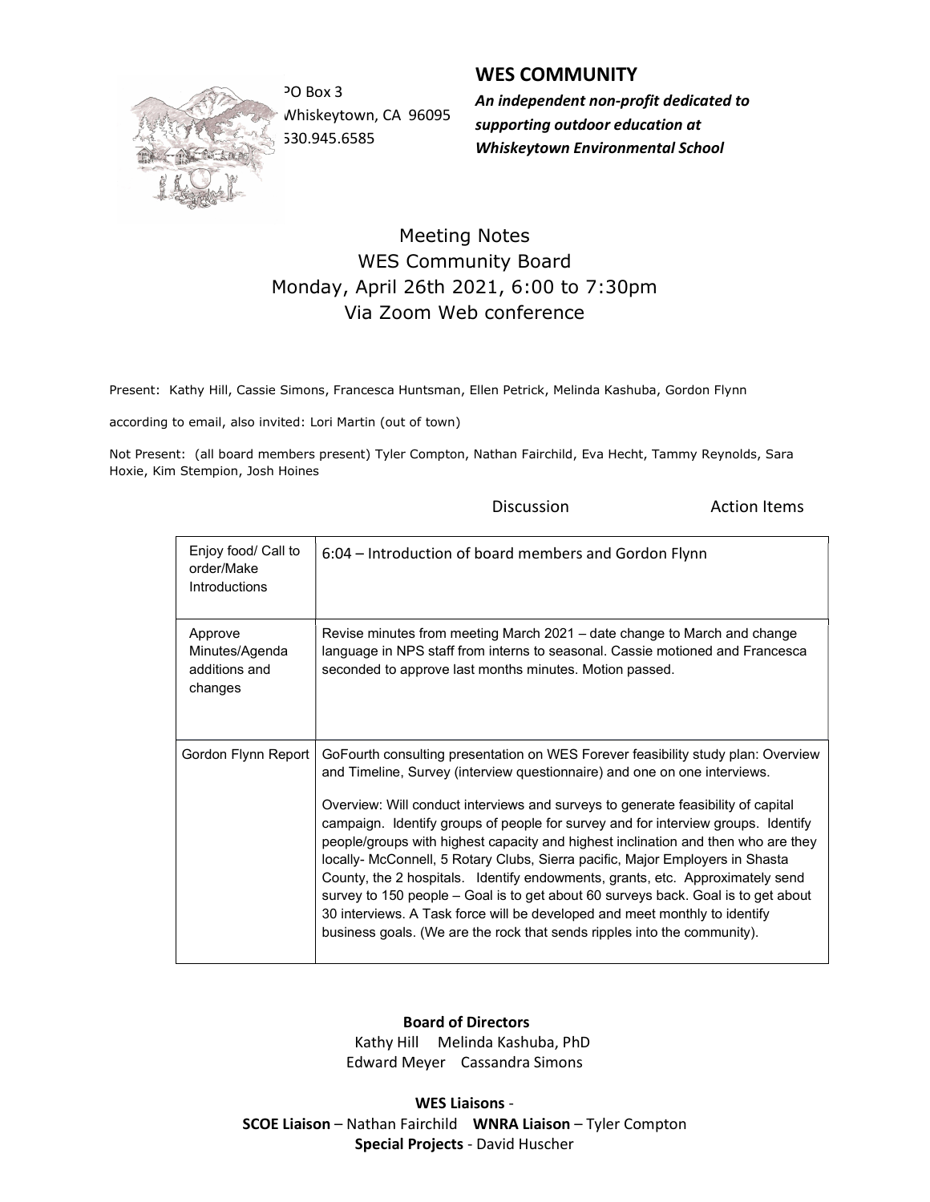PO Box 3
Whiskeytown, CA 96095
530.945.6585

**WES COMMUNITY**

***An independent non-profit dedicated to supporting outdoor education at Whiskeytown Environmental School***

# Meeting Notes
## WES Community Board
## Monday, April 26th 2021, 6:00 to 7:30pm
## Via Zoom Web conference

Present: Kathy Hill, Cassie Simons, Francesca Huntsman, Ellen Petrick, Melinda Kashuba, Gordon Flynn

according to email, also invited: Lori Martin (out of town)

Not Present: (all board members present) Tyler Compton, Nathan Fairchild, Eva Hecht, Tammy Reynolds, Sara Hoxie, Kim Stempion, Josh Hoines

| | Discussion | Action Items |
|---|---|---|
| Enjoy food/ Call to order/Make Introductions | 6:04 – Introduction of board members and Gordon Flynn | |
| Approve Minutes/Agenda additions and changes | Revise minutes from meeting March 2021 – date change to March and change language in NPS staff from interns to seasonal. Cassie motioned and Francesca seconded to approve last months minutes. Motion passed. | |
| Gordon Flynn Report | GoFourth consulting presentation on WES Forever feasibility study plan: Overview and Timeline, Survey (interview questionnaire) and one on one interviews.<br><br>Overview: Will conduct interviews and surveys to generate feasibility of capital campaign. Identify groups of people for survey and for interview groups. Identify people/groups with highest capacity and highest inclination and then who are they locally- McConnell, 5 Rotary Clubs, Sierra pacific, Major Employers in Shasta County, the 2 hospitals. Identify endowments, grants, etc. Approximately send survey to 150 people – Goal is to get about 60 surveys back. Goal is to get about 30 interviews. A Task force will be developed and meet monthly to identify business goals. (We are the rock that sends ripples into the community). | |

**Board of Directors**
Kathy Hill Melinda Kashuba, PhD
Edward Meyer Cassandra Simons

**WES Liaisons** -
**SCOE Liaison** – Nathan Fairchild **WNRA Liaison** – Tyler Compton
**Special Projects** - David Huscher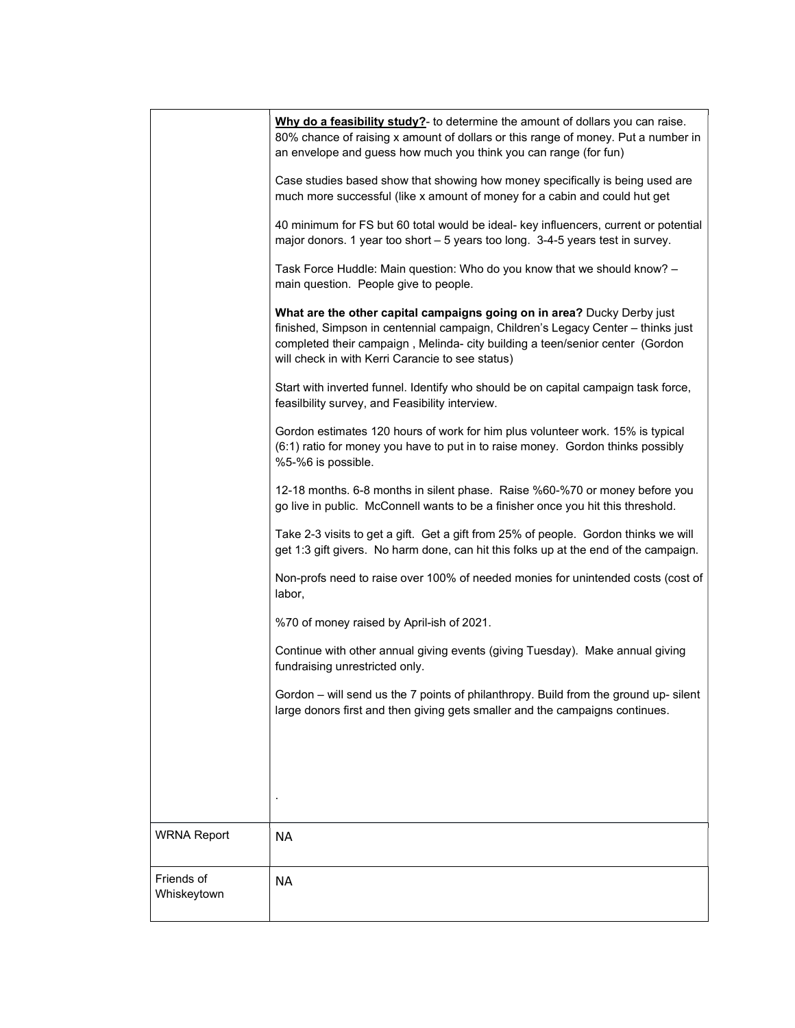| | |
|---|---|
| | **<u>Why do a feasibility study?</u>**- to determine the amount of dollars you can raise. 80% chance of raising x amount of dollars or this range of money. Put a number in an envelope and guess how much you think you can range (for fun)<br><br>Case studies based show that showing how money specifically is being used are much more successful (like x amount of money for a cabin and could hut get<br><br>40 minimum for FS but 60 total would be ideal- key influencers, current or potential major donors. 1 year too short – 5 years too long. 3-4-5 years test in survey.<br><br>Task Force Huddle: Main question: Who do you know that we should know? – main question. People give to people.<br><br>**What are the other capital campaigns going on in area?** Ducky Derby just finished, Simpson in centennial campaign, Children's Legacy Center – thinks just completed their campaign , Melinda- city building a teen/senior center (Gordon will check in with Kerri Carancie to see status)<br><br>Start with inverted funnel. Identify who should be on capital campaign task force, feasilbility survey, and Feasibility interview.<br><br>Gordon estimates 120 hours of work for him plus volunteer work. 15% is typical (6:1) ratio for money you have to put in to raise money. Gordon thinks possibly %5-%6 is possible.<br><br>12-18 months. 6-8 months in silent phase. Raise %60-%70 or money before you go live in public. McConnell wants to be a finisher once you hit this threshold.<br><br>Take 2-3 visits to get a gift. Get a gift from 25% of people. Gordon thinks we will get 1:3 gift givers. No harm done, can hit this folks up at the end of the campaign.<br><br>Non-profs need to raise over 100% of needed monies for unintended costs (cost of labor,<br><br>%70 of money raised by April-ish of 2021.<br><br>Continue with other annual giving events (giving Tuesday). Make annual giving fundraising unrestricted only.<br><br>Gordon – will send us the 7 points of philanthropy. Build from the ground up- silent large donors first and then giving gets smaller and the campaigns continues.<br><br>. |
| WRNA Report | NA |
| Friends of Whiskeytown | NA |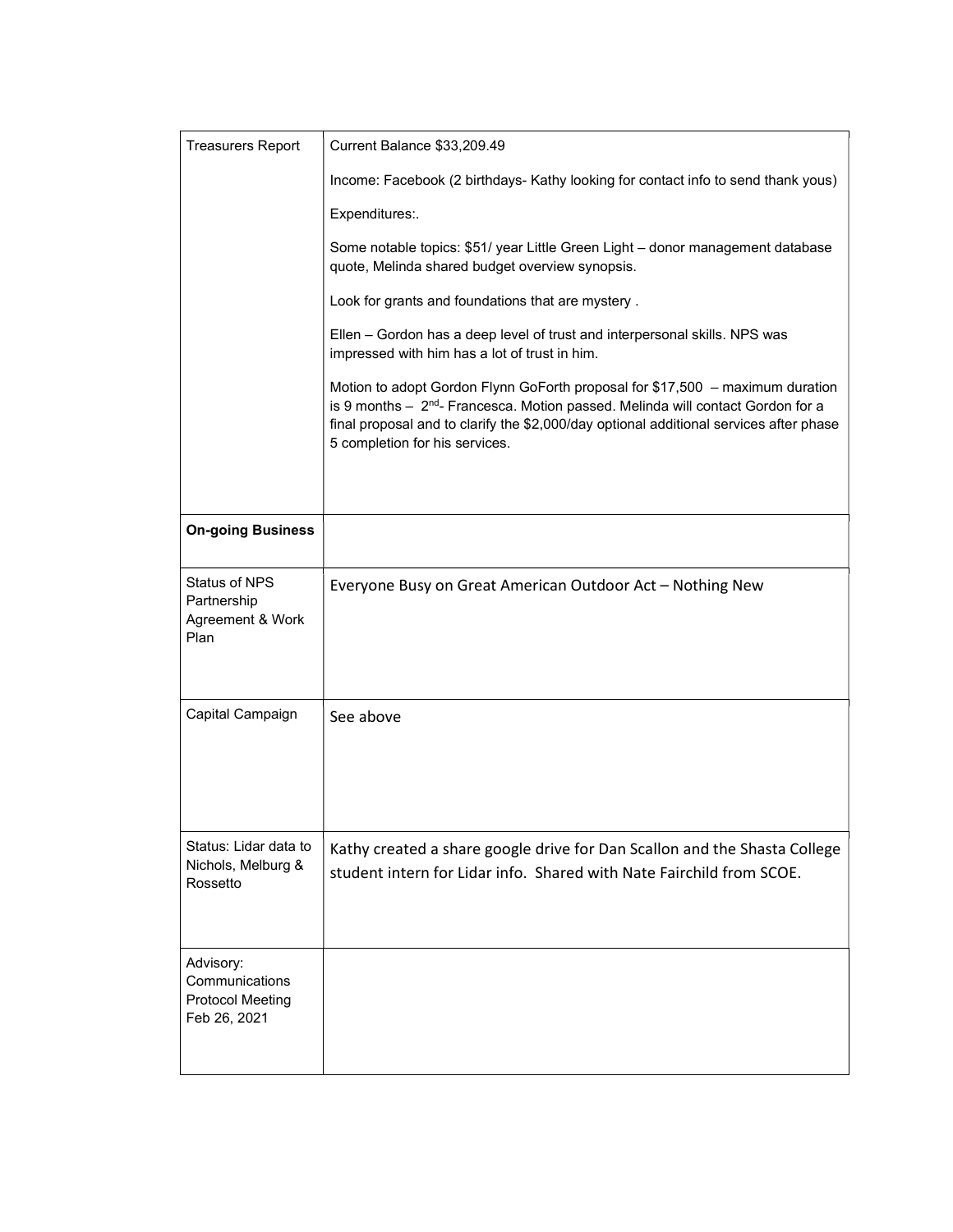| Treasurers Report | Current Balance $33,209.49<br><br>Income: Facebook (2 birthdays- Kathy looking for contact info to send thank yous)<br><br>Expenditures:.<br><br>Some notable topics: $51/ year Little Green Light – donor management database quote, Melinda shared budget overview synopsis.<br><br>Look for grants and foundations that are mystery .<br><br>Ellen – Gordon has a deep level of trust and interpersonal skills. NPS was impressed with him has a lot of trust in him.<br><br>Motion to adopt Gordon Flynn GoForth proposal for $17,500 – maximum duration is 9 months – 2nd- Francesca. Motion passed. Melinda will contact Gordon for a final proposal and to clarify the $2,000/day optional additional services after phase 5 completion for his services. |
|---|---|
| **On-going Business** | |
| Status of NPS Partnership Agreement & Work Plan | Everyone Busy on Great American Outdoor Act – Nothing New |
| Capital Campaign | See above |
| Status: Lidar data to Nichols, Melburg & Rossetto | Kathy created a share google drive for Dan Scallon and the Shasta College student intern for Lidar info. Shared with Nate Fairchild from SCOE. |
| Advisory: Communications Protocol Meeting Feb 26, 2021 | |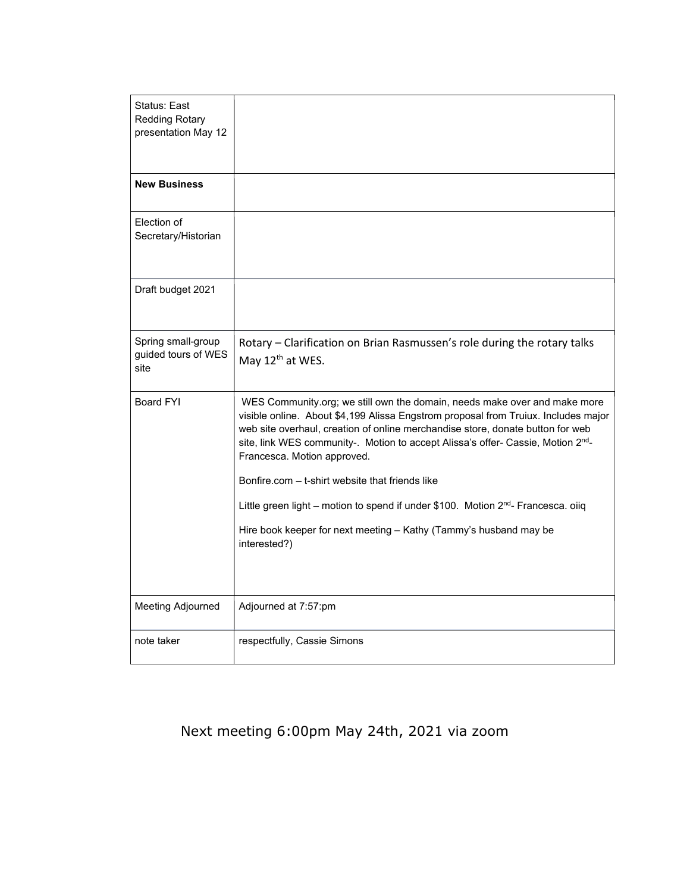| | |
|---|---|
| Status: East Redding Rotary presentation May 12 | |
| **New Business** | |
| Election of Secretary/Historian | |
| Draft budget 2021 | |
| Spring small-group guided tours of WES site | Rotary – Clarification on Brian Rasmussen's role during the rotary talks May 12th at WES. |
| Board FYI | WES Community.org; we still own the domain, needs make over and make more visible online. About $4,199 Alissa Engstrom proposal from Truiux. Includes major web site overhaul, creation of online merchandise store, donate button for web site, link WES community-. Motion to accept Alissa's offer- Cassie, Motion 2nd- Francesca. Motion approved.<br><br>Bonfire.com – t-shirt website that friends like<br><br>Little green light – motion to spend if under $100. Motion 2nd- Francesca. oiiq<br><br>Hire book keeper for next meeting – Kathy (Tammy's husband may be interested?) |
| Meeting Adjourned | Adjourned at 7:57:pm |
| note taker | respectfully, Cassie Simons |

Next meeting 6:00pm May 24th, 2021 via zoom